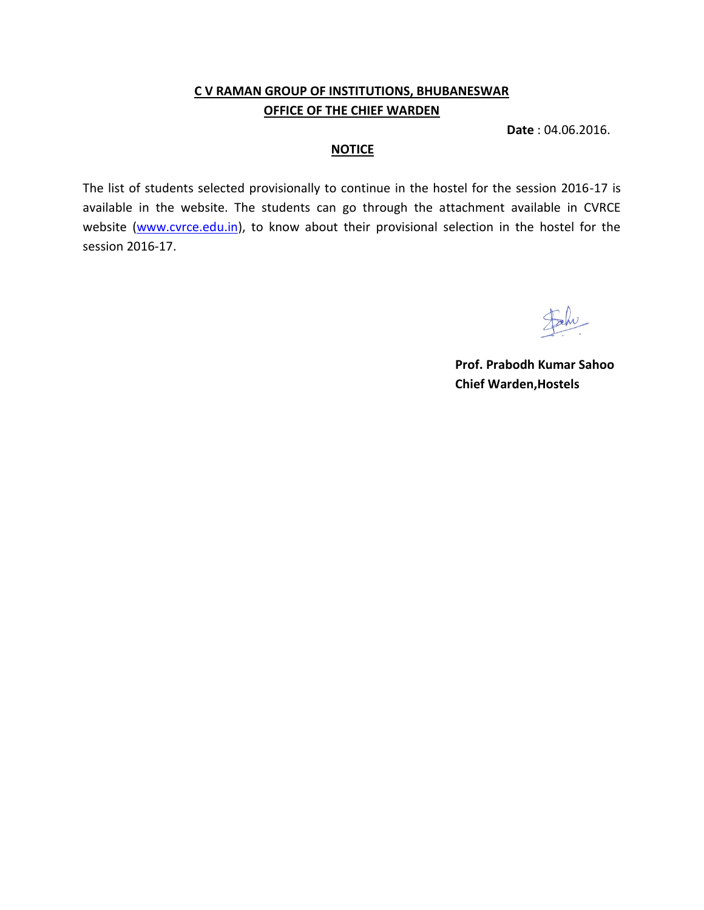**C V RAMAN GROUP OF INSTITUTIONS, BHUBANESWAR**

**OFFICE OF THE CHIEF WARDEN**

**Date** : 04.06.2016.

**NOTICE**

The list of students selected provisionally to continue in the hostel for the session 2016-17 is available in the website. The students can go through the attachment available in CVRCE website (www.cvrce.edu.in), to know about their provisional selection in the hostel for the session 2016-17.

**Prof. Prabodh Kumar Sahoo**
**Chief Warden,Hostels**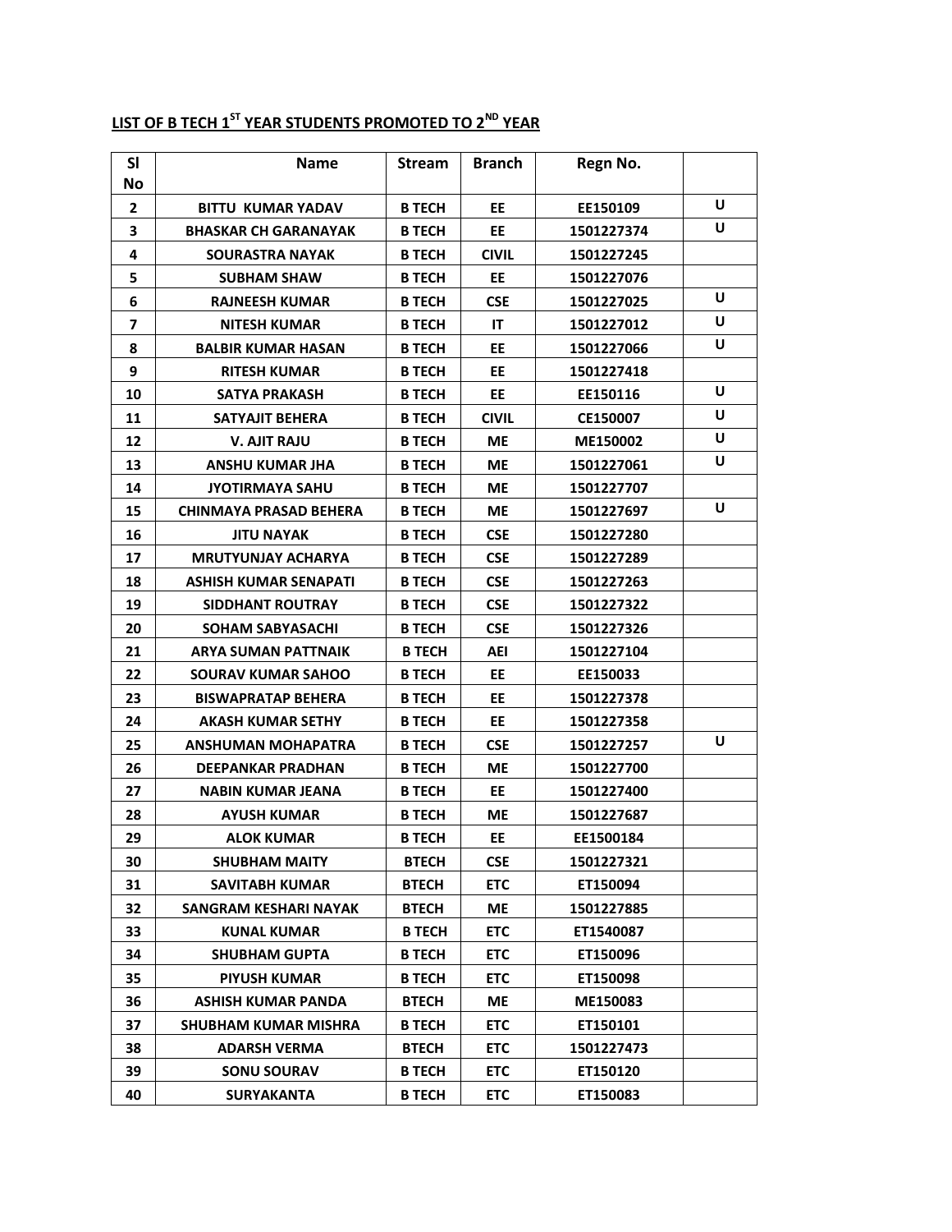## LIST OF B TECH 1ST YEAR STUDENTS PROMOTED TO 2ND YEAR

| Sl No | Name | Stream | Branch | Regn No. | |
|---|---|---|---|---|---|
| 2 | BITTU KUMAR YADAV | B TECH | EE | EE150109 | U |
| 3 | BHASKAR CH GARANAYAK | B TECH | EE | 1501227374 | U |
| 4 | SOURASTRA NAYAK | B TECH | CIVIL | 1501227245 | |
| 5 | SUBHAM SHAW | B TECH | EE | 1501227076 | |
| 6 | RAJNEESH KUMAR | B TECH | CSE | 1501227025 | U |
| 7 | NITESH KUMAR | B TECH | IT | 1501227012 | U |
| 8 | BALBIR KUMAR HASAN | B TECH | EE | 1501227066 | U |
| 9 | RITESH KUMAR | B TECH | EE | 1501227418 | |
| 10 | SATYA PRAKASH | B TECH | EE | EE150116 | U |
| 11 | SATYAJIT BEHERA | B TECH | CIVIL | CE150007 | U |
| 12 | V. AJIT RAJU | B TECH | ME | ME150002 | U |
| 13 | ANSHU KUMAR JHA | B TECH | ME | 1501227061 | U |
| 14 | JYOTIRMAYA SAHU | B TECH | ME | 1501227707 | |
| 15 | CHINMAYA PRASAD BEHERA | B TECH | ME | 1501227697 | U |
| 16 | JITU NAYAK | B TECH | CSE | 1501227280 | |
| 17 | MRUTYUNJAY ACHARYA | B TECH | CSE | 1501227289 | |
| 18 | ASHISH KUMAR SENAPATI | B TECH | CSE | 1501227263 | |
| 19 | SIDDHANT ROUTRAY | B TECH | CSE | 1501227322 | |
| 20 | SOHAM SABYASACHI | B TECH | CSE | 1501227326 | |
| 21 | ARYA SUMAN PATTNAIK | B TECH | AEI | 1501227104 | |
| 22 | SOURAV KUMAR SAHOO | B TECH | EE | EE150033 | |
| 23 | BISWAPRATAP BEHERA | B TECH | EE | 1501227378 | |
| 24 | AKASH KUMAR SETHY | B TECH | EE | 1501227358 | |
| 25 | ANSHUMAN MOHAPATRA | B TECH | CSE | 1501227257 | U |
| 26 | DEEPANKAR PRADHAN | B TECH | ME | 1501227700 | |
| 27 | NABIN KUMAR JEANA | B TECH | EE | 1501227400 | |
| 28 | AYUSH KUMAR | B TECH | ME | 1501227687 | |
| 29 | ALOK KUMAR | B TECH | EE | EE1500184 | |
| 30 | SHUBHAM MAITY | BTECH | CSE | 1501227321 | |
| 31 | SAVITABH KUMAR | BTECH | ETC | ET150094 | |
| 32 | SANGRAM KESHARI NAYAK | BTECH | ME | 1501227885 | |
| 33 | KUNAL KUMAR | B TECH | ETC | ET1540087 | |
| 34 | SHUBHAM GUPTA | B TECH | ETC | ET150096 | |
| 35 | PIYUSH KUMAR | B TECH | ETC | ET150098 | |
| 36 | ASHISH KUMAR PANDA | BTECH | ME | ME150083 | |
| 37 | SHUBHAM KUMAR MISHRA | B TECH | ETC | ET150101 | |
| 38 | ADARSH VERMA | BTECH | ETC | 1501227473 | |
| 39 | SONU SOURAV | B TECH | ETC | ET150120 | |
| 40 | SURYAKANTA | B TECH | ETC | ET150083 | |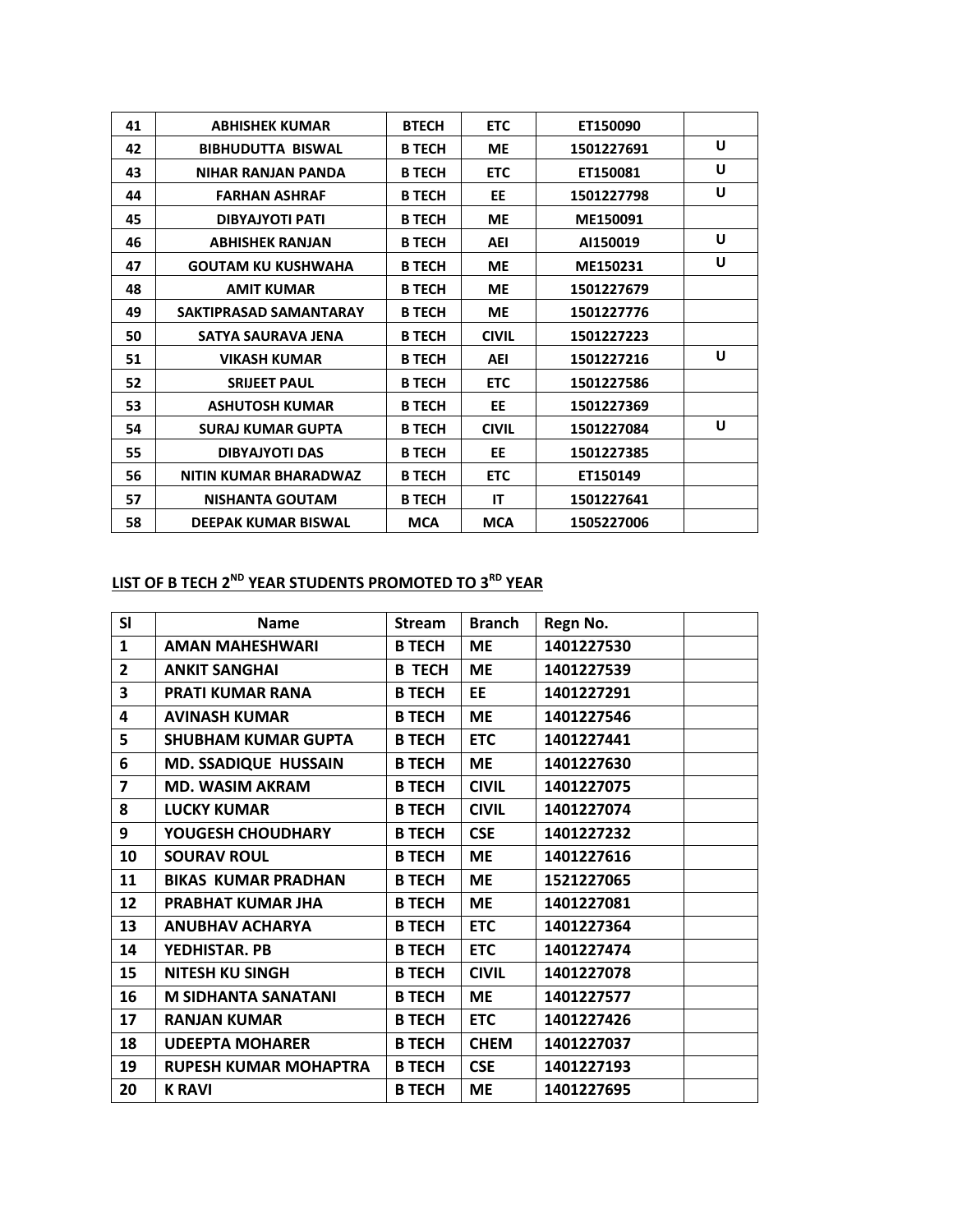| 41 | ABHISHEK KUMAR | BTECH | ETC | ET150090 | |
|---|---|---|---|---|---|
| 42 | BIBHUDUTTA BISWAL | B TECH | ME | 1501227691 | U |
| 43 | NIHAR RANJAN PANDA | B TECH | ETC | ET150081 | U |
| 44 | FARHAN ASHRAF | B TECH | EE | 1501227798 | U |
| 45 | DIBYAJYOTI PATI | B TECH | ME | ME150091 | |
| 46 | ABHISHEK RANJAN | B TECH | AEI | AI150019 | U |
| 47 | GOUTAM KU KUSHWAHA | B TECH | ME | ME150231 | U |
| 48 | AMIT KUMAR | B TECH | ME | 1501227679 | |
| 49 | SAKTIPRASAD SAMANTARAY | B TECH | ME | 1501227776 | |
| 50 | SATYA SAURAVA JENA | B TECH | CIVIL | 1501227223 | |
| 51 | VIKASH KUMAR | B TECH | AEI | 1501227216 | U |
| 52 | SRIJEET PAUL | B TECH | ETC | 1501227586 | |
| 53 | ASHUTOSH KUMAR | B TECH | EE | 1501227369 | |
| 54 | SURAJ KUMAR GUPTA | B TECH | CIVIL | 1501227084 | U |
| 55 | DIBYAJYOTI DAS | B TECH | EE | 1501227385 | |
| 56 | NITIN KUMAR BHARADWAZ | B TECH | ETC | ET150149 | |
| 57 | NISHANTA GOUTAM | B TECH | IT | 1501227641 | |
| 58 | DEEPAK KUMAR BISWAL | MCA | MCA | 1505227006 | |

## LIST OF B TECH 2ND YEAR STUDENTS PROMOTED TO 3RD YEAR

| Sl | Name | Stream | Branch | Regn No. | |
|---|---|---|---|---|---|
| 1 | AMAN MAHESHWARI | B TECH | ME | 1401227530 | |
| 2 | ANKIT SANGHAI | B TECH | ME | 1401227539 | |
| 3 | PRATI KUMAR RANA | B TECH | EE | 1401227291 | |
| 4 | AVINASH KUMAR | B TECH | ME | 1401227546 | |
| 5 | SHUBHAM KUMAR GUPTA | B TECH | ETC | 1401227441 | |
| 6 | MD. SSADIQUE HUSSAIN | B TECH | ME | 1401227630 | |
| 7 | MD. WASIM AKRAM | B TECH | CIVIL | 1401227075 | |
| 8 | LUCKY KUMAR | B TECH | CIVIL | 1401227074 | |
| 9 | YOUGESH CHOUDHARY | B TECH | CSE | 1401227232 | |
| 10 | SOURAV ROUL | B TECH | ME | 1401227616 | |
| 11 | BIKAS KUMAR PRADHAN | B TECH | ME | 1521227065 | |
| 12 | PRABHAT KUMAR JHA | B TECH | ME | 1401227081 | |
| 13 | ANUBHAV ACHARYA | B TECH | ETC | 1401227364 | |
| 14 | YEDHISTAR. PB | B TECH | ETC | 1401227474 | |
| 15 | NITESH KU SINGH | B TECH | CIVIL | 1401227078 | |
| 16 | M SIDHANTA SANATANI | B TECH | ME | 1401227577 | |
| 17 | RANJAN KUMAR | B TECH | ETC | 1401227426 | |
| 18 | UDEEPTA MOHARER | B TECH | CHEM | 1401227037 | |
| 19 | RUPESH KUMAR MOHAPTRA | B TECH | CSE | 1401227193 | |
| 20 | K RAVI | B TECH | ME | 1401227695 | |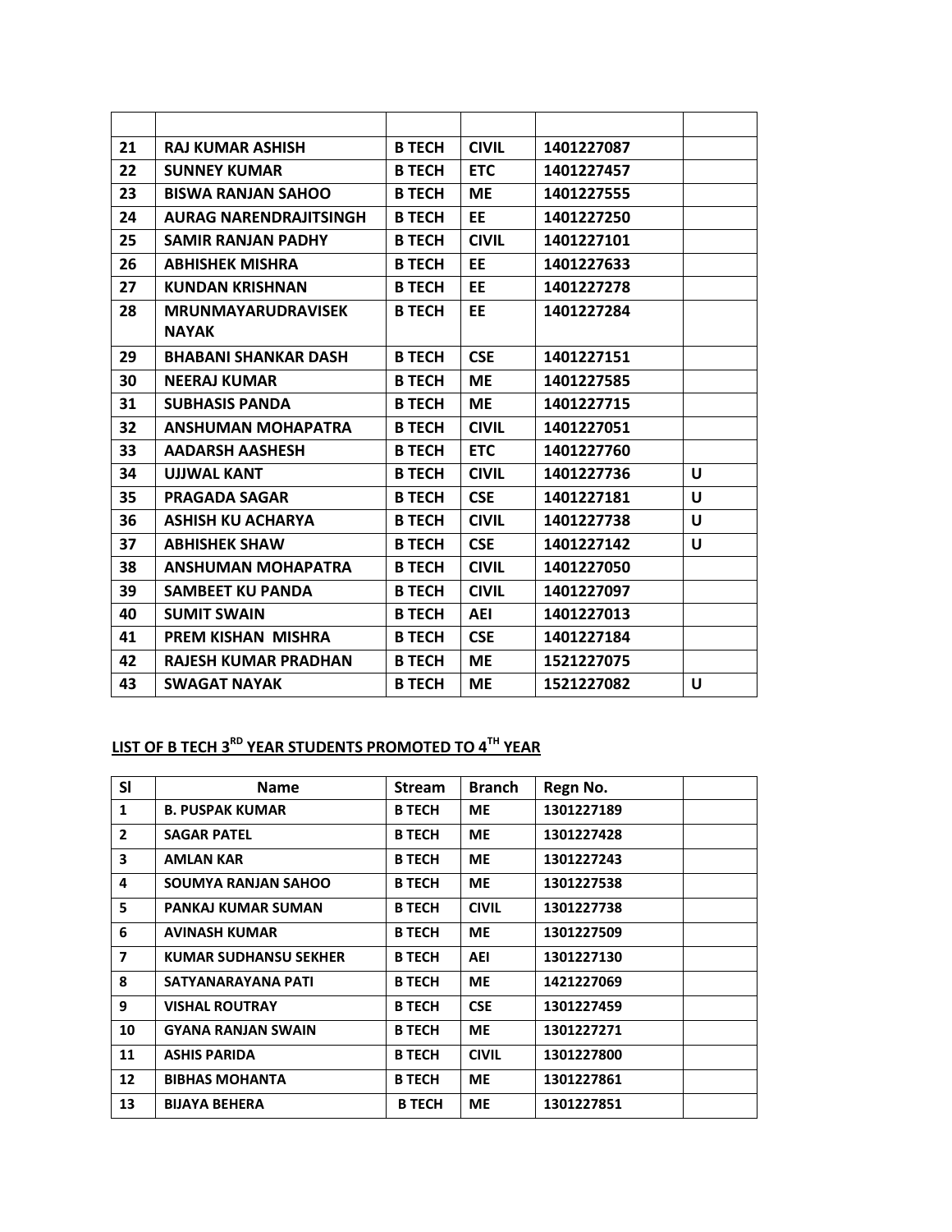| | | | | | |
|---|---|---|---|---|---|
| 21 | RAJ KUMAR ASHISH | B TECH | CIVIL | 1401227087 | |
| 22 | SUNNEY KUMAR | B TECH | ETC | 1401227457 | |
| 23 | BISWA RANJAN SAHOO | B TECH | ME | 1401227555 | |
| 24 | AURAG NARENDRAJITSINGH | B TECH | EE | 1401227250 | |
| 25 | SAMIR RANJAN PADHY | B TECH | CIVIL | 1401227101 | |
| 26 | ABHISHEK MISHRA | B TECH | EE | 1401227633 | |
| 27 | KUNDAN KRISHNAN | B TECH | EE | 1401227278 | |
| 28 | MRUNMAYARUDRAVISEK NAYAK | B TECH | EE | 1401227284 | |
| 29 | BHABANI SHANKAR DASH | B TECH | CSE | 1401227151 | |
| 30 | NEERAJ KUMAR | B TECH | ME | 1401227585 | |
| 31 | SUBHASIS PANDA | B TECH | ME | 1401227715 | |
| 32 | ANSHUMAN MOHAPATRA | B TECH | CIVIL | 1401227051 | |
| 33 | AADARSH AASHESH | B TECH | ETC | 1401227760 | |
| 34 | UJJWAL KANT | B TECH | CIVIL | 1401227736 | U |
| 35 | PRAGADA SAGAR | B TECH | CSE | 1401227181 | U |
| 36 | ASHISH KU ACHARYA | B TECH | CIVIL | 1401227738 | U |
| 37 | ABHISHEK SHAW | B TECH | CSE | 1401227142 | U |
| 38 | ANSHUMAN MOHAPATRA | B TECH | CIVIL | 1401227050 | |
| 39 | SAMBEET KU PANDA | B TECH | CIVIL | 1401227097 | |
| 40 | SUMIT SWAIN | B TECH | AEI | 1401227013 | |
| 41 | PREM KISHAN MISHRA | B TECH | CSE | 1401227184 | |
| 42 | RAJESH KUMAR PRADHAN | B TECH | ME | 1521227075 | |
| 43 | SWAGAT NAYAK | B TECH | ME | 1521227082 | U |

## LIST OF B TECH 3RD YEAR STUDENTS PROMOTED TO 4TH YEAR

| Sl | Name | Stream | Branch | Regn No. | |
|---|---|---|---|---|---|
| 1 | B. PUSPAK KUMAR | B TECH | ME | 1301227189 | |
| 2 | SAGAR PATEL | B TECH | ME | 1301227428 | |
| 3 | AMLAN KAR | B TECH | ME | 1301227243 | |
| 4 | SOUMYA RANJAN SAHOO | B TECH | ME | 1301227538 | |
| 5 | PANKAJ KUMAR SUMAN | B TECH | CIVIL | 1301227738 | |
| 6 | AVINASH KUMAR | B TECH | ME | 1301227509 | |
| 7 | KUMAR SUDHANSU SEKHER | B TECH | AEI | 1301227130 | |
| 8 | SATYANARAYANA PATI | B TECH | ME | 1421227069 | |
| 9 | VISHAL ROUTRAY | B TECH | CSE | 1301227459 | |
| 10 | GYANA RANJAN SWAIN | B TECH | ME | 1301227271 | |
| 11 | ASHIS PARIDA | B TECH | CIVIL | 1301227800 | |
| 12 | BIBHAS MOHANTA | B TECH | ME | 1301227861 | |
| 13 | BIJAYA BEHERA | B TECH | ME | 1301227851 | |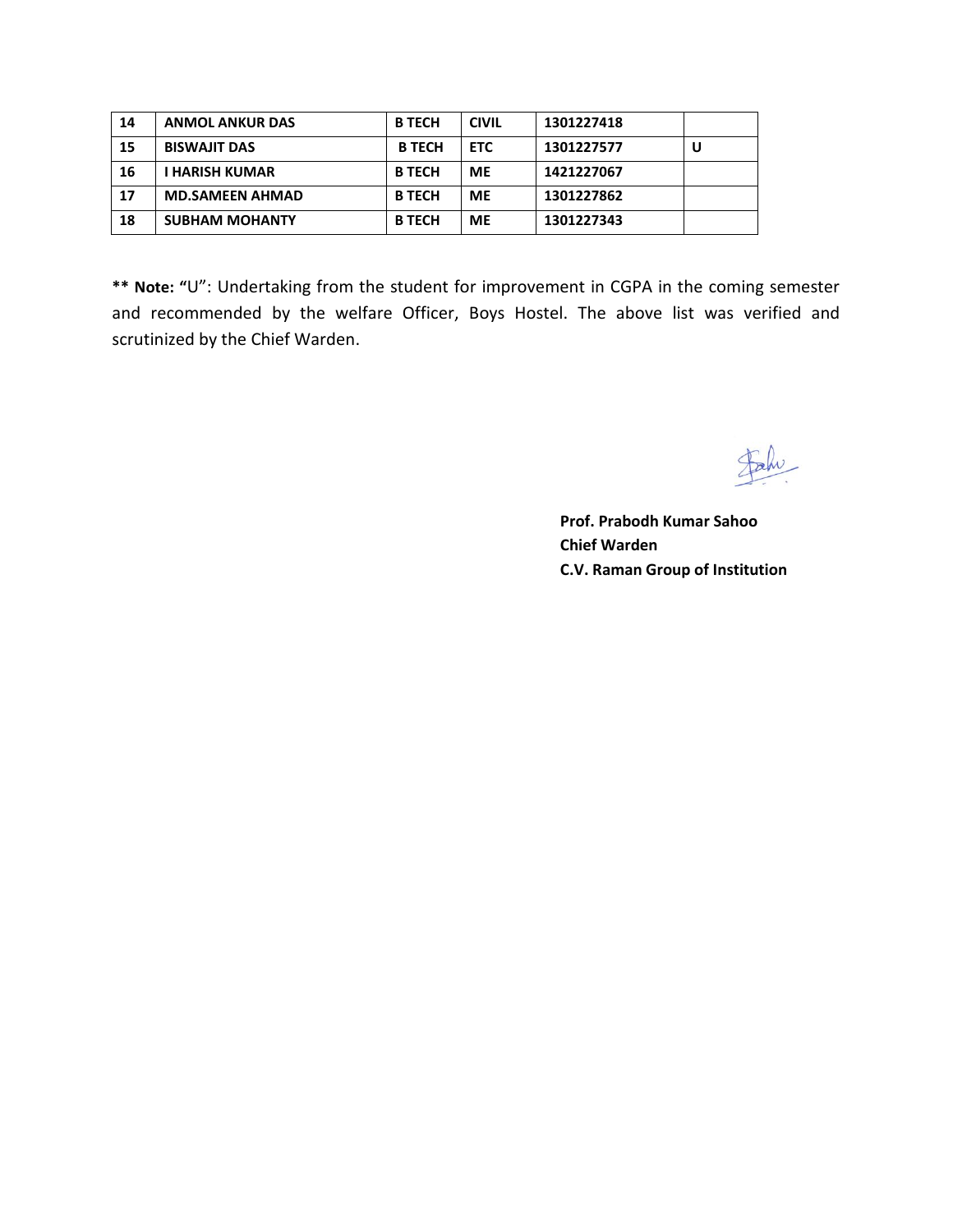| | | | | | |
|---|---|---|---|---|---|
| **14** | **ANMOL ANKUR DAS** | **B TECH** | **CIVIL** | **1301227418** | |
| **15** | **BISWAJIT DAS** | **B TECH** | **ETC** | **1301227577** | **U** |
| **16** | **I HARISH KUMAR** | **B TECH** | **ME** | **1421227067** | |
| **17** | **MD.SAMEEN AHMAD** | **B TECH** | **ME** | **1301227862** | |
| **18** | **SUBHAM MOHANTY** | **B TECH** | **ME** | **1301227343** | |

**\*\* Note: "**U": Undertaking from the student for improvement in CGPA in the coming semester and recommended by the welfare Officer, Boys Hostel. The above list was verified and scrutinized by the Chief Warden.

**Prof. Prabodh Kumar Sahoo**
**Chief Warden**
**C.V. Raman Group of Institution**